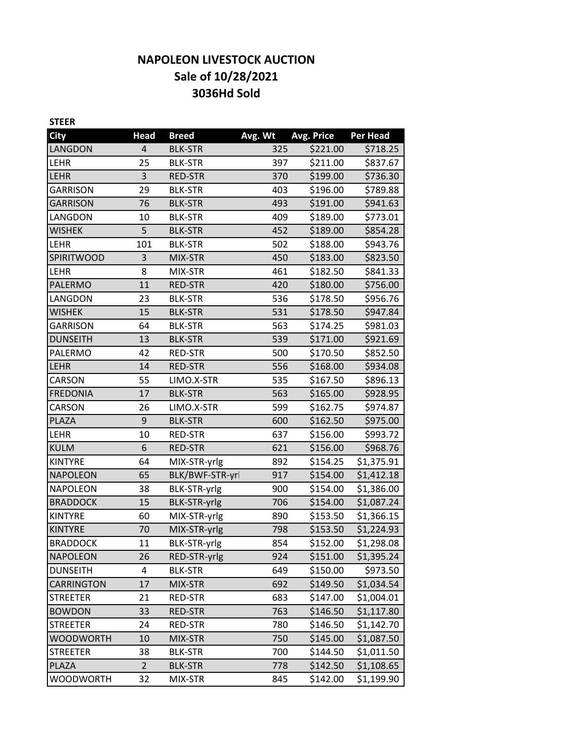# NAPOLEON LIVESTOCK AUCTION
## Sale of 10/28/2021
## 3036Hd Sold

**STEER**

| City | Head | Breed | Avg. Wt | Avg. Price | Per Head |
|---|---|---|---|---|---|
| LANGDON | 4 | BLK-STR | 325 | $221.00 | $718.25 |
| LEHR | 25 | BLK-STR | 397 | $211.00 | $837.67 |
| LEHR | 3 | RED-STR | 370 | $199.00 | $736.30 |
| GARRISON | 29 | BLK-STR | 403 | $196.00 | $789.88 |
| GARRISON | 76 | BLK-STR | 493 | $191.00 | $941.63 |
| LANGDON | 10 | BLK-STR | 409 | $189.00 | $773.01 |
| WISHEK | 5 | BLK-STR | 452 | $189.00 | $854.28 |
| LEHR | 101 | BLK-STR | 502 | $188.00 | $943.76 |
| SPIRITWOOD | 3 | MIX-STR | 450 | $183.00 | $823.50 |
| LEHR | 8 | MIX-STR | 461 | $182.50 | $841.33 |
| PALERMO | 11 | RED-STR | 420 | $180.00 | $756.00 |
| LANGDON | 23 | BLK-STR | 536 | $178.50 | $956.76 |
| WISHEK | 15 | BLK-STR | 531 | $178.50 | $947.84 |
| GARRISON | 64 | BLK-STR | 563 | $174.25 | $981.03 |
| DUNSEITH | 13 | BLK-STR | 539 | $171.00 | $921.69 |
| PALERMO | 42 | RED-STR | 500 | $170.50 | $852.50 |
| LEHR | 14 | RED-STR | 556 | $168.00 | $934.08 |
| CARSON | 55 | LIMO.X-STR | 535 | $167.50 | $896.13 |
| FREDONIA | 17 | BLK-STR | 563 | $165.00 | $928.95 |
| CARSON | 26 | LIMO.X-STR | 599 | $162.75 | $974.87 |
| PLAZA | 9 | BLK-STR | 600 | $162.50 | $975.00 |
| LEHR | 10 | RED-STR | 637 | $156.00 | $993.72 |
| KULM | 6 | RED-STR | 621 | $156.00 | $968.76 |
| KINTYRE | 64 | MIX-STR-yrlg | 892 | $154.25 | $1,375.91 |
| NAPOLEON | 65 | BLK/BWF-STR-yrl | 917 | $154.00 | $1,412.18 |
| NAPOLEON | 38 | BLK-STR-yrlg | 900 | $154.00 | $1,386.00 |
| BRADDOCK | 15 | BLK-STR-yrlg | 706 | $154.00 | $1,087.24 |
| KINTYRE | 60 | MIX-STR-yrlg | 890 | $153.50 | $1,366.15 |
| KINTYRE | 70 | MIX-STR-yrlg | 798 | $153.50 | $1,224.93 |
| BRADDOCK | 11 | BLK-STR-yrlg | 854 | $152.00 | $1,298.08 |
| NAPOLEON | 26 | RED-STR-yrlg | 924 | $151.00 | $1,395.24 |
| DUNSEITH | 4 | BLK-STR | 649 | $150.00 | $973.50 |
| CARRINGTON | 17 | MIX-STR | 692 | $149.50 | $1,034.54 |
| STREETER | 21 | RED-STR | 683 | $147.00 | $1,004.01 |
| BOWDON | 33 | RED-STR | 763 | $146.50 | $1,117.80 |
| STREETER | 24 | RED-STR | 780 | $146.50 | $1,142.70 |
| WOODWORTH | 10 | MIX-STR | 750 | $145.00 | $1,087.50 |
| STREETER | 38 | BLK-STR | 700 | $144.50 | $1,011.50 |
| PLAZA | 2 | BLK-STR | 778 | $142.50 | $1,108.65 |
| WOODWORTH | 32 | MIX-STR | 845 | $142.00 | $1,199.90 |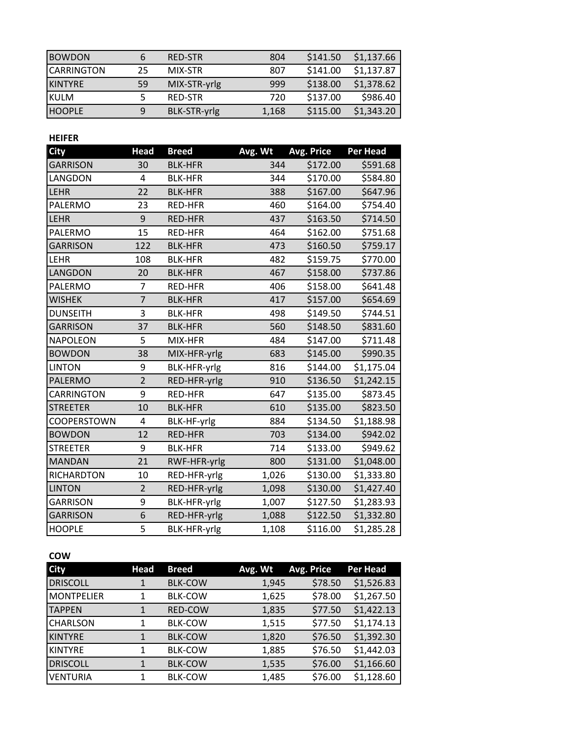| City | Head | Breed | Avg. Wt | Avg. Price | Per Head |
|---|---|---|---|---|---|
| BOWDON | 6 | RED-STR | 804 | $141.50 | $1,137.66 |
| CARRINGTON | 25 | MIX-STR | 807 | $141.00 | $1,137.87 |
| KINTYRE | 59 | MIX-STR-yrlg | 999 | $138.00 | $1,378.62 |
| KULM | 5 | RED-STR | 720 | $137.00 | $986.40 |
| HOOPLE | 9 | BLK-STR-yrlg | 1,168 | $115.00 | $1,343.20 |

**HEIFER**

| City | Head | Breed | Avg. Wt | Avg. Price | Per Head |
|---|---|---|---|---|---|
| GARRISON | 30 | BLK-HFR | 344 | $172.00 | $591.68 |
| LANGDON | 4 | BLK-HFR | 344 | $170.00 | $584.80 |
| LEHR | 22 | BLK-HFR | 388 | $167.00 | $647.96 |
| PALERMO | 23 | RED-HFR | 460 | $164.00 | $754.40 |
| LEHR | 9 | RED-HFR | 437 | $163.50 | $714.50 |
| PALERMO | 15 | RED-HFR | 464 | $162.00 | $751.68 |
| GARRISON | 122 | BLK-HFR | 473 | $160.50 | $759.17 |
| LEHR | 108 | BLK-HFR | 482 | $159.75 | $770.00 |
| LANGDON | 20 | BLK-HFR | 467 | $158.00 | $737.86 |
| PALERMO | 7 | RED-HFR | 406 | $158.00 | $641.48 |
| WISHEK | 7 | BLK-HFR | 417 | $157.00 | $654.69 |
| DUNSEITH | 3 | BLK-HFR | 498 | $149.50 | $744.51 |
| GARRISON | 37 | BLK-HFR | 560 | $148.50 | $831.60 |
| NAPOLEON | 5 | MIX-HFR | 484 | $147.00 | $711.48 |
| BOWDON | 38 | MIX-HFR-yrlg | 683 | $145.00 | $990.35 |
| LINTON | 9 | BLK-HFR-yrlg | 816 | $144.00 | $1,175.04 |
| PALERMO | 2 | RED-HFR-yrlg | 910 | $136.50 | $1,242.15 |
| CARRINGTON | 9 | RED-HFR | 647 | $135.00 | $873.45 |
| STREETER | 10 | BLK-HFR | 610 | $135.00 | $823.50 |
| COOPERSTOWN | 4 | BLK-HF-yrlg | 884 | $134.50 | $1,188.98 |
| BOWDON | 12 | RED-HFR | 703 | $134.00 | $942.02 |
| STREETER | 9 | BLK-HFR | 714 | $133.00 | $949.62 |
| MANDAN | 21 | RWF-HFR-yrlg | 800 | $131.00 | $1,048.00 |
| RICHARDTON | 10 | RED-HFR-yrlg | 1,026 | $130.00 | $1,333.80 |
| LINTON | 2 | RED-HFR-yrlg | 1,098 | $130.00 | $1,427.40 |
| GARRISON | 9 | BLK-HFR-yrlg | 1,007 | $127.50 | $1,283.93 |
| GARRISON | 6 | RED-HFR-yrlg | 1,088 | $122.50 | $1,332.80 |
| HOOPLE | 5 | BLK-HFR-yrlg | 1,108 | $116.00 | $1,285.28 |

**COW**

| City | Head | Breed | Avg. Wt | Avg. Price | Per Head |
|---|---|---|---|---|---|
| DRISCOLL | 1 | BLK-COW | 1,945 | $78.50 | $1,526.83 |
| MONTPELIER | 1 | BLK-COW | 1,625 | $78.00 | $1,267.50 |
| TAPPEN | 1 | RED-COW | 1,835 | $77.50 | $1,422.13 |
| CHARLSON | 1 | BLK-COW | 1,515 | $77.50 | $1,174.13 |
| KINTYRE | 1 | BLK-COW | 1,820 | $76.50 | $1,392.30 |
| KINTYRE | 1 | BLK-COW | 1,885 | $76.50 | $1,442.03 |
| DRISCOLL | 1 | BLK-COW | 1,535 | $76.00 | $1,166.60 |
| VENTURIA | 1 | BLK-COW | 1,485 | $76.00 | $1,128.60 |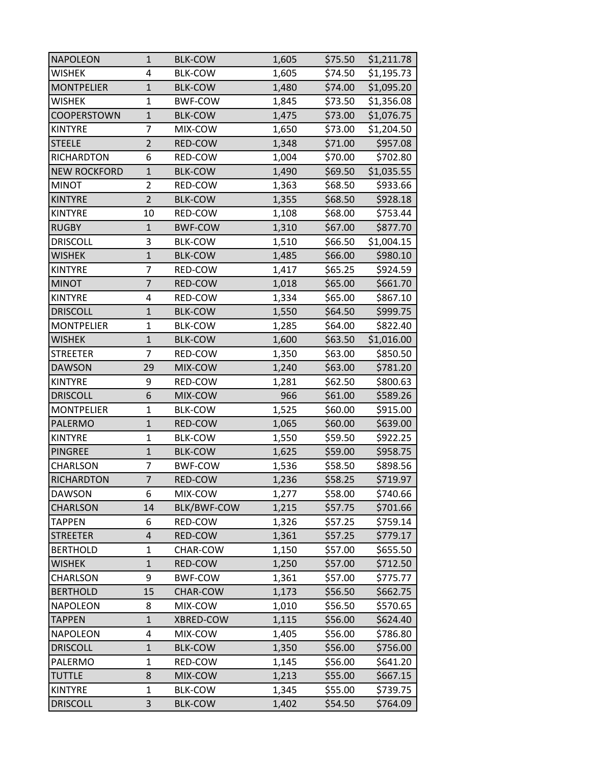| | | | | | |
|---|---|---|---|---|---|
| NAPOLEON | 1 | BLK-COW | 1,605 | $75.50 | $1,211.78 |
| WISHEK | 4 | BLK-COW | 1,605 | $74.50 | $1,195.73 |
| MONTPELIER | 1 | BLK-COW | 1,480 | $74.00 | $1,095.20 |
| WISHEK | 1 | BWF-COW | 1,845 | $73.50 | $1,356.08 |
| COOPERSTOWN | 1 | BLK-COW | 1,475 | $73.00 | $1,076.75 |
| KINTYRE | 7 | MIX-COW | 1,650 | $73.00 | $1,204.50 |
| STEELE | 2 | RED-COW | 1,348 | $71.00 | $957.08 |
| RICHARDTON | 6 | RED-COW | 1,004 | $70.00 | $702.80 |
| NEW ROCKFORD | 1 | BLK-COW | 1,490 | $69.50 | $1,035.55 |
| MINOT | 2 | RED-COW | 1,363 | $68.50 | $933.66 |
| KINTYRE | 2 | BLK-COW | 1,355 | $68.50 | $928.18 |
| KINTYRE | 10 | RED-COW | 1,108 | $68.00 | $753.44 |
| RUGBY | 1 | BWF-COW | 1,310 | $67.00 | $877.70 |
| DRISCOLL | 3 | BLK-COW | 1,510 | $66.50 | $1,004.15 |
| WISHEK | 1 | BLK-COW | 1,485 | $66.00 | $980.10 |
| KINTYRE | 7 | RED-COW | 1,417 | $65.25 | $924.59 |
| MINOT | 7 | RED-COW | 1,018 | $65.00 | $661.70 |
| KINTYRE | 4 | RED-COW | 1,334 | $65.00 | $867.10 |
| DRISCOLL | 1 | BLK-COW | 1,550 | $64.50 | $999.75 |
| MONTPELIER | 1 | BLK-COW | 1,285 | $64.00 | $822.40 |
| WISHEK | 1 | BLK-COW | 1,600 | $63.50 | $1,016.00 |
| STREETER | 7 | RED-COW | 1,350 | $63.00 | $850.50 |
| DAWSON | 29 | MIX-COW | 1,240 | $63.00 | $781.20 |
| KINTYRE | 9 | RED-COW | 1,281 | $62.50 | $800.63 |
| DRISCOLL | 6 | MIX-COW | 966 | $61.00 | $589.26 |
| MONTPELIER | 1 | BLK-COW | 1,525 | $60.00 | $915.00 |
| PALERMO | 1 | RED-COW | 1,065 | $60.00 | $639.00 |
| KINTYRE | 1 | BLK-COW | 1,550 | $59.50 | $922.25 |
| PINGREE | 1 | BLK-COW | 1,625 | $59.00 | $958.75 |
| CHARLSON | 7 | BWF-COW | 1,536 | $58.50 | $898.56 |
| RICHARDTON | 7 | RED-COW | 1,236 | $58.25 | $719.97 |
| DAWSON | 6 | MIX-COW | 1,277 | $58.00 | $740.66 |
| CHARLSON | 14 | BLK/BWF-COW | 1,215 | $57.75 | $701.66 |
| TAPPEN | 6 | RED-COW | 1,326 | $57.25 | $759.14 |
| STREETER | 4 | RED-COW | 1,361 | $57.25 | $779.17 |
| BERTHOLD | 1 | CHAR-COW | 1,150 | $57.00 | $655.50 |
| WISHEK | 1 | RED-COW | 1,250 | $57.00 | $712.50 |
| CHARLSON | 9 | BWF-COW | 1,361 | $57.00 | $775.77 |
| BERTHOLD | 15 | CHAR-COW | 1,173 | $56.50 | $662.75 |
| NAPOLEON | 8 | MIX-COW | 1,010 | $56.50 | $570.65 |
| TAPPEN | 1 | XBRED-COW | 1,115 | $56.00 | $624.40 |
| NAPOLEON | 4 | MIX-COW | 1,405 | $56.00 | $786.80 |
| DRISCOLL | 1 | BLK-COW | 1,350 | $56.00 | $756.00 |
| PALERMO | 1 | RED-COW | 1,145 | $56.00 | $641.20 |
| TUTTLE | 8 | MIX-COW | 1,213 | $55.00 | $667.15 |
| KINTYRE | 1 | BLK-COW | 1,345 | $55.00 | $739.75 |
| DRISCOLL | 3 | BLK-COW | 1,402 | $54.50 | $764.09 |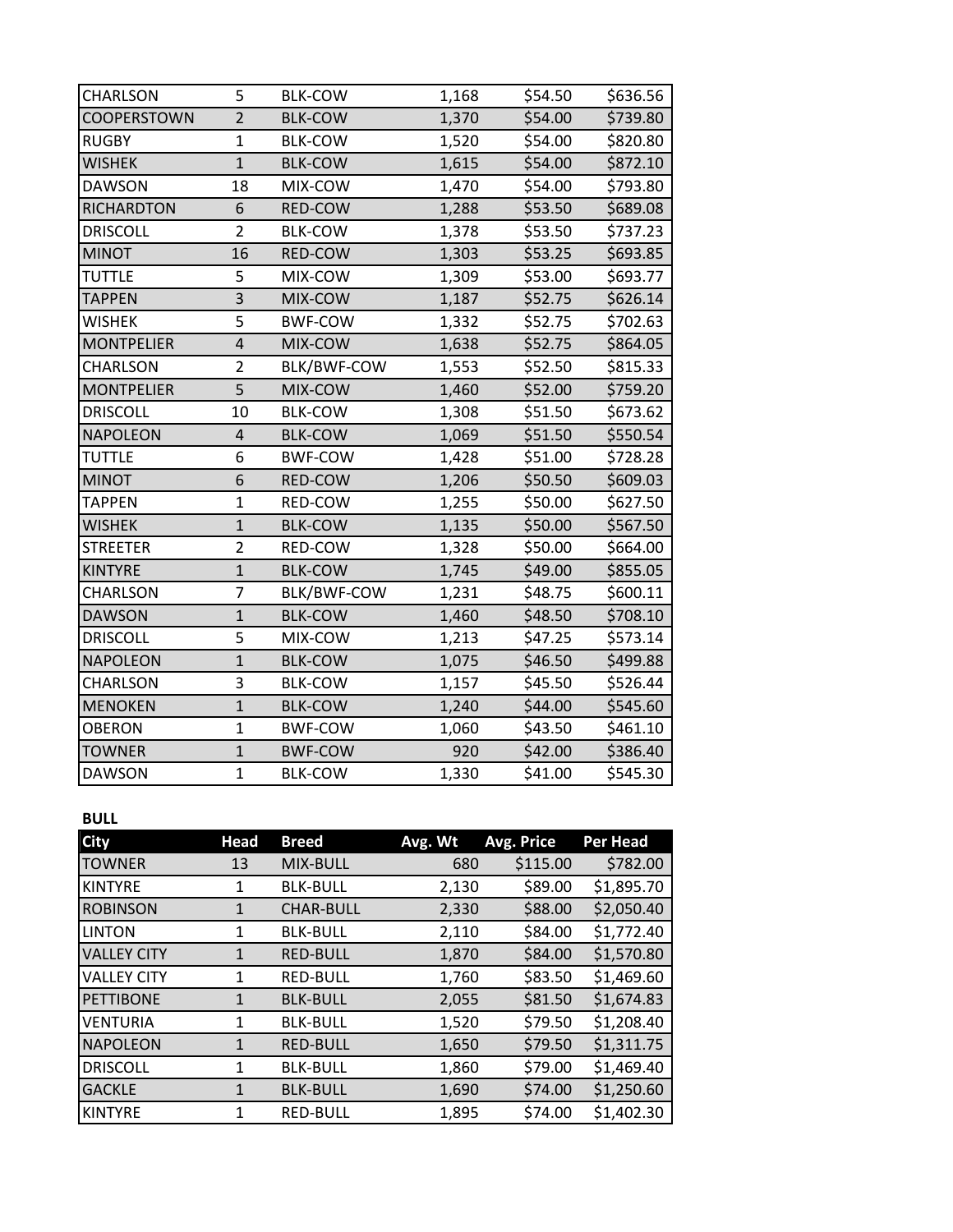| | | | | | |
|---|---|---|---|---|---|
| CHARLSON | 5 | BLK-COW | 1,168 | $54.50 | $636.56 |
| COOPERSTOWN | 2 | BLK-COW | 1,370 | $54.00 | $739.80 |
| RUGBY | 1 | BLK-COW | 1,520 | $54.00 | $820.80 |
| WISHEK | 1 | BLK-COW | 1,615 | $54.00 | $872.10 |
| DAWSON | 18 | MIX-COW | 1,470 | $54.00 | $793.80 |
| RICHARDTON | 6 | RED-COW | 1,288 | $53.50 | $689.08 |
| DRISCOLL | 2 | BLK-COW | 1,378 | $53.50 | $737.23 |
| MINOT | 16 | RED-COW | 1,303 | $53.25 | $693.85 |
| TUTTLE | 5 | MIX-COW | 1,309 | $53.00 | $693.77 |
| TAPPEN | 3 | MIX-COW | 1,187 | $52.75 | $626.14 |
| WISHEK | 5 | BWF-COW | 1,332 | $52.75 | $702.63 |
| MONTPELIER | 4 | MIX-COW | 1,638 | $52.75 | $864.05 |
| CHARLSON | 2 | BLK/BWF-COW | 1,553 | $52.50 | $815.33 |
| MONTPELIER | 5 | MIX-COW | 1,460 | $52.00 | $759.20 |
| DRISCOLL | 10 | BLK-COW | 1,308 | $51.50 | $673.62 |
| NAPOLEON | 4 | BLK-COW | 1,069 | $51.50 | $550.54 |
| TUTTLE | 6 | BWF-COW | 1,428 | $51.00 | $728.28 |
| MINOT | 6 | RED-COW | 1,206 | $50.50 | $609.03 |
| TAPPEN | 1 | RED-COW | 1,255 | $50.00 | $627.50 |
| WISHEK | 1 | BLK-COW | 1,135 | $50.00 | $567.50 |
| STREETER | 2 | RED-COW | 1,328 | $50.00 | $664.00 |
| KINTYRE | 1 | BLK-COW | 1,745 | $49.00 | $855.05 |
| CHARLSON | 7 | BLK/BWF-COW | 1,231 | $48.75 | $600.11 |
| DAWSON | 1 | BLK-COW | 1,460 | $48.50 | $708.10 |
| DRISCOLL | 5 | MIX-COW | 1,213 | $47.25 | $573.14 |
| NAPOLEON | 1 | BLK-COW | 1,075 | $46.50 | $499.88 |
| CHARLSON | 3 | BLK-COW | 1,157 | $45.50 | $526.44 |
| MENOKEN | 1 | BLK-COW | 1,240 | $44.00 | $545.60 |
| OBERON | 1 | BWF-COW | 1,060 | $43.50 | $461.10 |
| TOWNER | 1 | BWF-COW | 920 | $42.00 | $386.40 |
| DAWSON | 1 | BLK-COW | 1,330 | $41.00 | $545.30 |

**BULL**

| City | Head | Breed | Avg. Wt | Avg. Price | Per Head |
|---|---|---|---|---|---|
| TOWNER | 13 | MIX-BULL | 680 | $115.00 | $782.00 |
| KINTYRE | 1 | BLK-BULL | 2,130 | $89.00 | $1,895.70 |
| ROBINSON | 1 | CHAR-BULL | 2,330 | $88.00 | $2,050.40 |
| LINTON | 1 | BLK-BULL | 2,110 | $84.00 | $1,772.40 |
| VALLEY CITY | 1 | RED-BULL | 1,870 | $84.00 | $1,570.80 |
| VALLEY CITY | 1 | RED-BULL | 1,760 | $83.50 | $1,469.60 |
| PETTIBONE | 1 | BLK-BULL | 2,055 | $81.50 | $1,674.83 |
| VENTURIA | 1 | BLK-BULL | 1,520 | $79.50 | $1,208.40 |
| NAPOLEON | 1 | RED-BULL | 1,650 | $79.50 | $1,311.75 |
| DRISCOLL | 1 | BLK-BULL | 1,860 | $79.00 | $1,469.40 |
| GACKLE | 1 | BLK-BULL | 1,690 | $74.00 | $1,250.60 |
| KINTYRE | 1 | RED-BULL | 1,895 | $74.00 | $1,402.30 |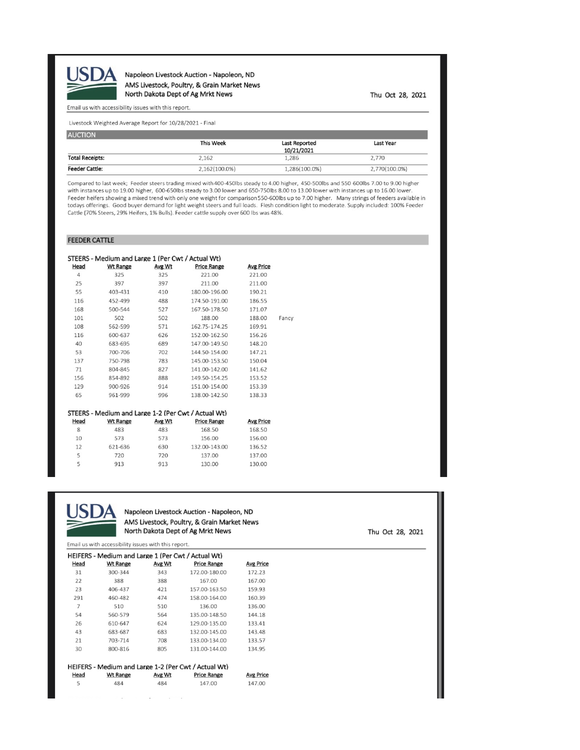Napoleon Livestock Auction - Napoleon, ND
AMS Livestock, Poultry, & Grain Market News
North Dakota Dept of Ag Mrkt News

Thu Oct 28, 2021

Email us with accessibility issues with this report.

Livestock Weighted Average Report for 10/28/2021 - Final

## AUCTION

| | This Week | Last Reported 10/21/2021 | Last Year |
|---|---|---|---|
| **Total Receipts:** | 2,162 | 1,286 | 2,770 |
| **Feeder Cattle:** | 2,162(100.0%) | 1,286(100.0%) | 2,770(100.0%) |

Compared to last week; Feeder steers trading mixed with 400-450lbs steady to 4.00 higher, 450-500lbs and 550-600lbs 7.00 to 9.00 higher with instances up to 19.00 higher, 600-650lbs steady to 3.00 lower and 650-750lbs 8.00 to 13.00 lower with instances up to 16.00 lower. Feeder heifers showing a mixed trend with only one weight for comparison 550-600lbs up to 7.00 higher. Many strings of feeders available in todays offerings. Good buyer demand for light weight steers and full loads. Flesh condition light to moderate. Supply included: 100% Feeder Cattle (70% Steers, 29% Heifers, 1% Bulls). Feeder cattle supply over 600 lbs was 48%.

## FEEDER CATTLE

### STEERS - Medium and Large 1 (Per Cwt / Actual Wt)

| Head | Wt Range | Avg Wt | Price Range | Avg Price | |
|---|---|---|---|---|---|
| 4 | 325 | 325 | 221.00 | 221.00 | |
| 25 | 397 | 397 | 211.00 | 211.00 | |
| 55 | 403-431 | 410 | 180.00-196.00 | 190.21 | |
| 116 | 452-499 | 488 | 174.50-191.00 | 186.55 | |
| 168 | 500-544 | 527 | 167.50-178.50 | 171.07 | |
| 101 | 502 | 502 | 188.00 | 188.00 | Fancy |
| 108 | 562-599 | 571 | 162.75-174.25 | 169.91 | |
| 116 | 600-637 | 626 | 152.00-162.50 | 156.26 | |
| 40 | 683-695 | 689 | 147.00-149.50 | 148.20 | |
| 53 | 700-706 | 702 | 144.50-154.00 | 147.21 | |
| 137 | 750-798 | 783 | 145.00-153.50 | 150.04 | |
| 71 | 804-845 | 827 | 141.00-142.00 | 141.62 | |
| 156 | 854-892 | 888 | 149.50-154.25 | 153.52 | |
| 129 | 900-926 | 914 | 151.00-154.00 | 153.39 | |
| 65 | 961-999 | 996 | 138.00-142.50 | 138.33 | |

### STEERS - Medium and Large 1-2 (Per Cwt / Actual Wt)

| Head | Wt Range | Avg Wt | Price Range | Avg Price |
|---|---|---|---|---|
| 8 | 483 | 483 | 168.50 | 168.50 |
| 10 | 573 | 573 | 156.00 | 156.00 |
| 12 | 621-636 | 630 | 132.00-143.00 | 136.52 |
| 5 | 720 | 720 | 137.00 | 137.00 |
| 5 | 913 | 913 | 130.00 | 130.00 |

### HEIFERS - Medium and Large 1 (Per Cwt / Actual Wt)

| Head | Wt Range | Avg Wt | Price Range | Avg Price |
|---|---|---|---|---|
| 31 | 300-344 | 343 | 172.00-180.00 | 172.23 |
| 22 | 388 | 388 | 167.00 | 167.00 |
| 23 | 406-437 | 421 | 157.00-163.50 | 159.93 |
| 291 | 460-482 | 474 | 158.00-164.00 | 160.39 |
| 7 | 510 | 510 | 136.00 | 136.00 |
| 54 | 560-579 | 564 | 135.00-148.50 | 144.18 |
| 26 | 610-647 | 624 | 129.00-135.00 | 133.41 |
| 43 | 683-687 | 683 | 132.00-145.00 | 143.48 |
| 21 | 703-714 | 708 | 133.00-134.00 | 133.57 |
| 30 | 800-816 | 805 | 131.00-144.00 | 134.95 |

### HEIFERS - Medium and Large 1-2 (Per Cwt / Actual Wt)

| Head | Wt Range | Avg Wt | Price Range | Avg Price |
|---|---|---|---|---|
| 5 | 484 | 484 | 147.00 | 147.00 |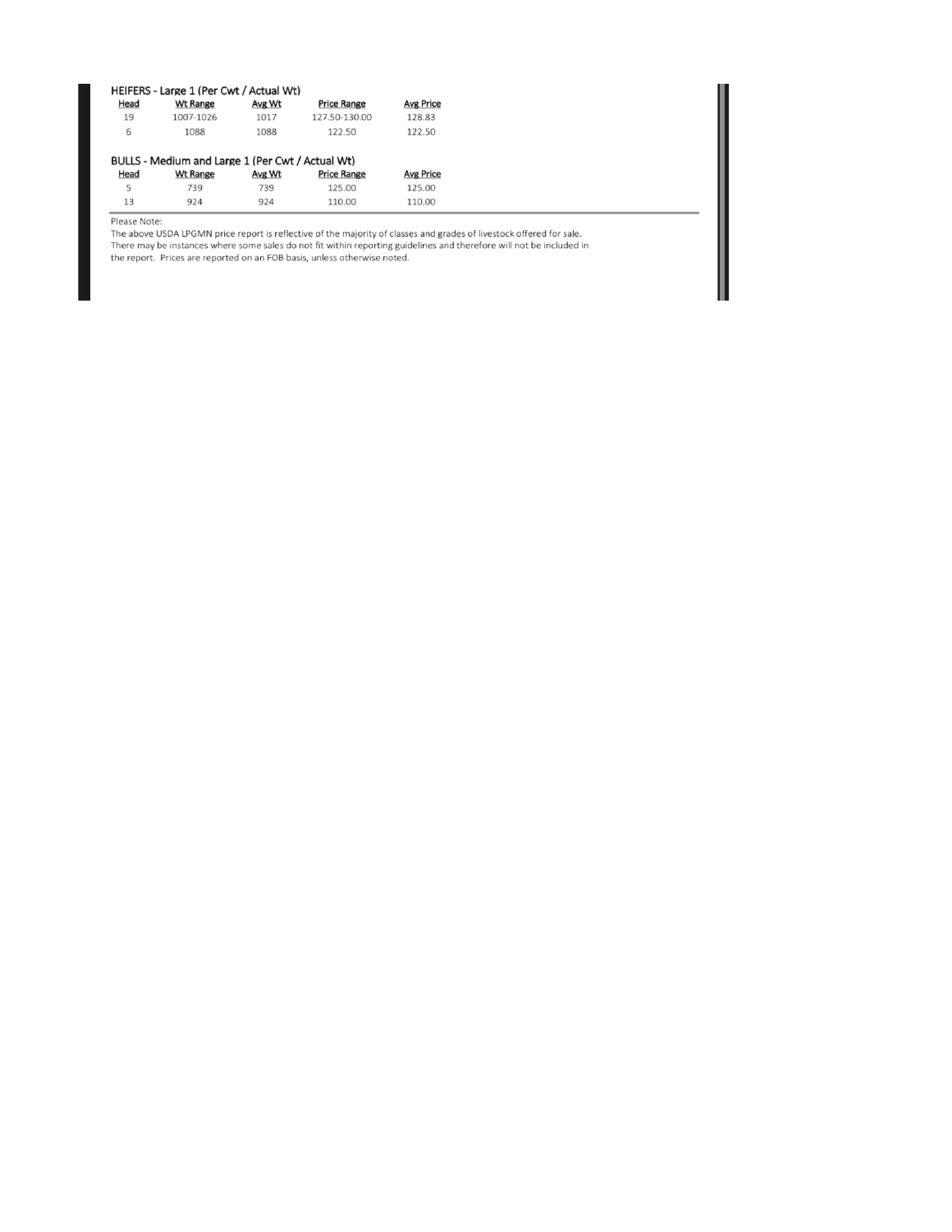HEIFERS - Large 1 (Per Cwt / Actual Wt)

| Head | Wt Range | Avg Wt | Price Range | Avg Price |
|---|---|---|---|---|
| 19 | 1007-1026 | 1017 | 127.50-130.00 | 128.83 |
| 6 | 1088 | 1088 | 122.50 | 122.50 |

BULLS - Medium and Large 1 (Per Cwt / Actual Wt)

| Head | Wt Range | Avg Wt | Price Range | Avg Price |
|---|---|---|---|---|
| 5 | 739 | 739 | 125.00 | 125.00 |
| 13 | 924 | 924 | 110.00 | 110.00 |

Please Note:
The above USDA LPGMN price report is reflective of the majority of classes and grades of livestock offered for sale. There may be instances where some sales do not fit within reporting guidelines and therefore will not be included in the report. Prices are reported on an FOB basis, unless otherwise noted.